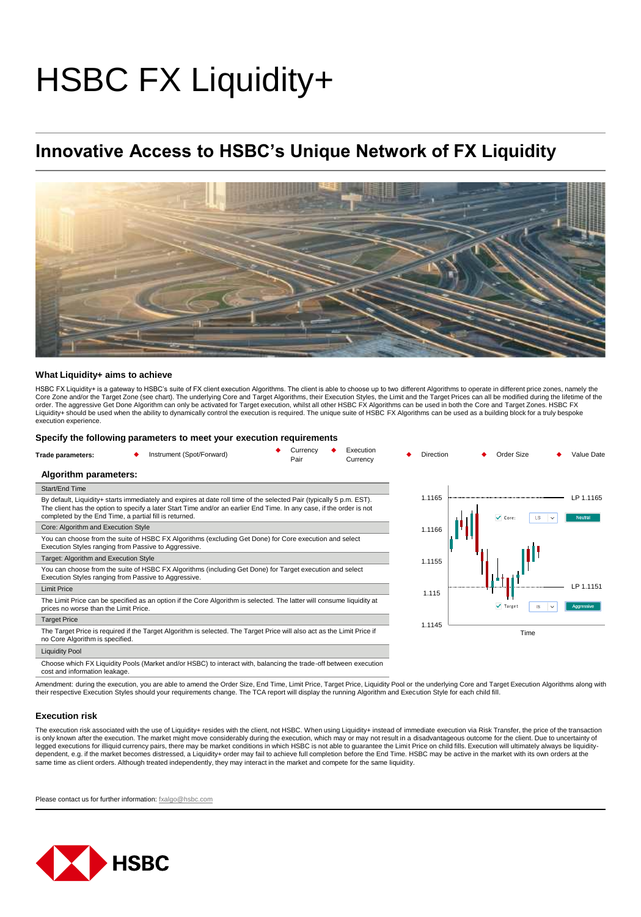# HSBC FX Liquidity+

## Innovative Access to HSBC's Unique Network of FX Liquidity

### What Liquidity+ aims to achieve

HSBC FX Liquidity+ is a gateway to HSBC's suite of FX client execution Algorithms. The client is able to choose up to two different Algorithms to operate in different price zones, namely the Core Zone and/or the Target Zone (see chart). The underlying Core and Target Algorithms, their Execution Styles, the Limit and the Target Prices can all be modified during the lifetime of the order. The aggressive Get Done Algorithm can only be activated for Target execution, whilst all other HSBC FX Algorithms can be used in both the Core and Target Zones. HSBC FX Liquidity+ should be used when the ability to dynamically control the execution is required. The unique suite of HSBC FX Algorithms can be used as a building block for a truly bespoke execution experience.

### Specify the following parameters to meet your execution requirements

**Trade parameters:**

- Instrument (Spot/Forward)
- Currency Pair
- Execution Currency
- Direction
- Order Size
- Value Date

### Algorithm parameters:

| Start/End Time |
|---|
| By default, Liquidity+ starts immediately and expires at date roll time of the selected Pair (typically 5 p.m. EST). The client has the option to specify a later Start Time and/or an earlier End Time. In any case, if the order is not completed by the End Time, a partial fill is returned. |
| **Core: Algorithm and Execution Style** |
| You can choose from the suite of HSBC FX Algorithms (excluding Get Done) for Core execution and select Execution Styles ranging from Passive to Aggressive. |
| **Target: Algorithm and Execution Style** |
| You can choose from the suite of HSBC FX Algorithms (including Get Done) for Target execution and select Execution Styles ranging from Passive to Aggressive. |
| **Limit Price** |
| The Limit Price can be specified as an option if the Core Algorithm is selected. The latter will consume liquidity at prices no worse than the Limit Price. |
| **Target Price** |
| The Target Price is required if the Target Algorithm is selected. The Target Price will also act as the Limit Price if no Core Algorithm is specified. |
| **Liquidity Pool** |
| Choose which FX Liquidity Pools (Market and/or HSBC) to interact with, balancing the trade-off between execution cost and information leakage. |

Amendment: during the execution, you are able to amend the Order Size, End Time, Limit Price, Target Price, Liquidity Pool or the underlying Core and Target Execution Algorithms along with their respective Execution Styles should your requirements change. The TCA report will display the running Algorithm and Execution Style for each child fill.

### Execution risk

The execution risk associated with the use of Liquidity+ resides with the client, not HSBC. When using Liquidity+ instead of immediate execution via Risk Transfer, the price of the transaction is only known after the execution. The market might move considerably during the execution, which may or may not result in a disadvantageous outcome for the client. Due to uncertainty of legged executions for illiquid currency pairs, there may be market conditions in which HSBC is not able to guarantee the Limit Price on child fills. Execution will ultimately always be liquidity-dependent, e.g. if the market becomes distressed, a Liquidity+ order may fail to achieve full completion before the End Time. HSBC may be active in the market with its own orders at the same time as client orders. Although treated independently, they may interact in the market and compete for the same liquidity.

Please contact us for further information: fxalgo@hsbc.com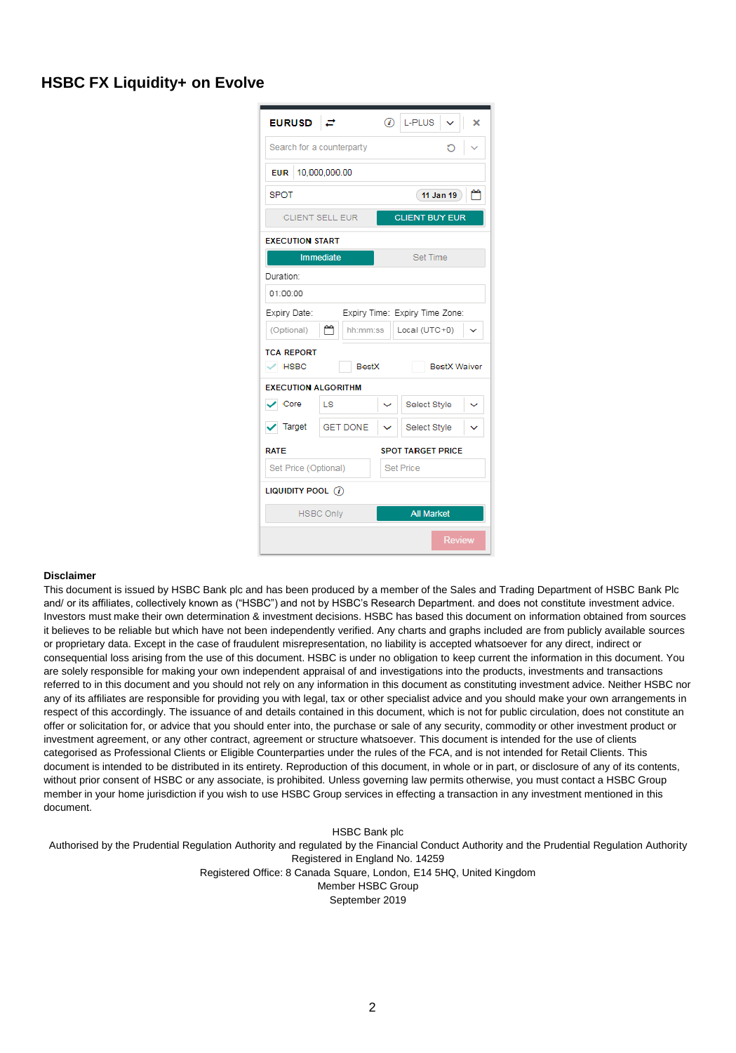## HSBC FX Liquidity+ on Evolve

EURUSD
L-PLUS
Search for a counterparty
EUR 10,000,000.00
SPOT 11 Jan 19
CLIENT SELL EUR
CLIENT BUY EUR

EXECUTION START
Immediate
Set Time
Duration:
01:00:00
Expiry Date: Expiry Time: Expiry Time Zone:
(Optional) hh:mm:ss Local (UTC+0)

TCA REPORT
HSBC
BestX
BestX Waiver

EXECUTION ALGORITHM
Core LS Select Style
Target GET DONE Select Style

RATE
Set Price (Optional)

SPOT TARGET PRICE
Set Price

LIQUIDITY POOL
HSBC Only
All Market

Review

**Disclaimer**

This document is issued by HSBC Bank plc and has been produced by a member of the Sales and Trading Department of HSBC Bank Plc and/ or its affiliates, collectively known as ("HSBC") and not by HSBC's Research Department. and does not constitute investment advice. Investors must make their own determination & investment decisions. HSBC has based this document on information obtained from sources it believes to be reliable but which have not been independently verified. Any charts and graphs included are from publicly available sources or proprietary data. Except in the case of fraudulent misrepresentation, no liability is accepted whatsoever for any direct, indirect or consequential loss arising from the use of this document. HSBC is under no obligation to keep current the information in this document. You are solely responsible for making your own independent appraisal of and investigations into the products, investments and transactions referred to in this document and you should not rely on any information in this document as constituting investment advice. Neither HSBC nor any of its affiliates are responsible for providing you with legal, tax or other specialist advice and you should make your own arrangements in respect of this accordingly. The issuance of and details contained in this document, which is not for public circulation, does not constitute an offer or solicitation for, or advice that you should enter into, the purchase or sale of any security, commodity or other investment product or investment agreement, or any other contract, agreement or structure whatsoever. This document is intended for the use of clients categorised as Professional Clients or Eligible Counterparties under the rules of the FCA, and is not intended for Retail Clients. This document is intended to be distributed in its entirety. Reproduction of this document, in whole or in part, or disclosure of any of its contents, without prior consent of HSBC or any associate, is prohibited. Unless governing law permits otherwise, you must contact a HSBC Group member in your home jurisdiction if you wish to use HSBC Group services in effecting a transaction in any investment mentioned in this document.

HSBC Bank plc
Authorised by the Prudential Regulation Authority and regulated by the Financial Conduct Authority and the Prudential Regulation Authority
Registered in England No. 14259
Registered Office: 8 Canada Square, London, E14 5HQ, United Kingdom
Member HSBC Group
September 2019